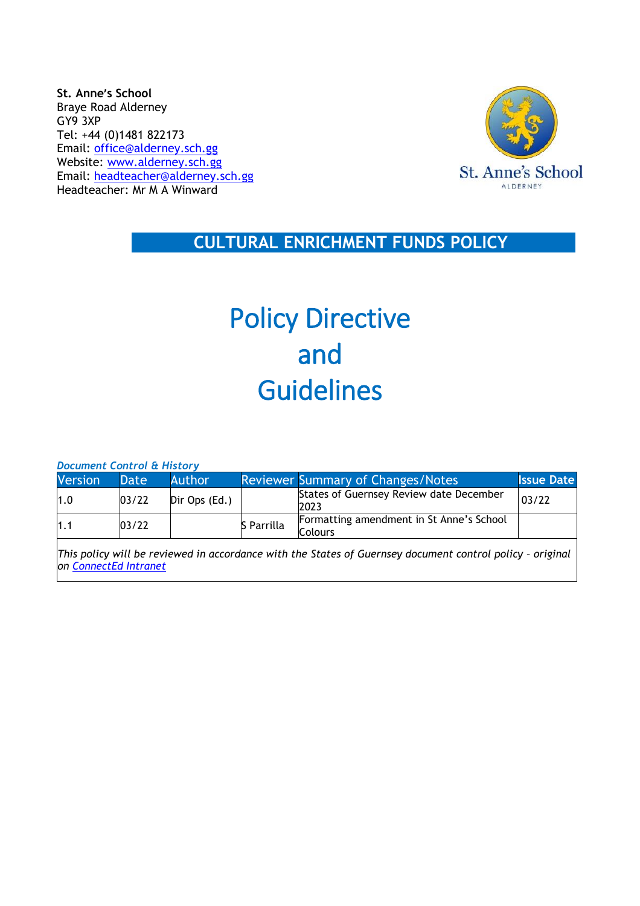**St. Anne's School**
Braye Road Alderney
GY9 3XP
Tel: +44 (0)1481 822173
Email: office@alderney.sch.gg
Website: www.alderney.sch.gg
Email: headteacher@alderney.sch.gg
Headteacher: Mr M A Winward

St. Anne's School
ALDERNEY

# CULTURAL ENRICHMENT FUNDS POLICY

# Policy Directive and Guidelines

***Document Control & History***

| Version | Date | Author | Reviewer | Summary of Changes/Notes | Issue Date |
|---|---|---|---|---|---|
| 1.0 | 03/22 | Dir Ops (Ed.) | | States of Guernsey Review date December 2023 | 03/22 |
| 1.1 | 03/22 | | S Parrilla | Formatting amendment in St Anne's School Colours | |

*This policy will be reviewed in accordance with the States of Guernsey document control policy – original on ConnectEd Intranet*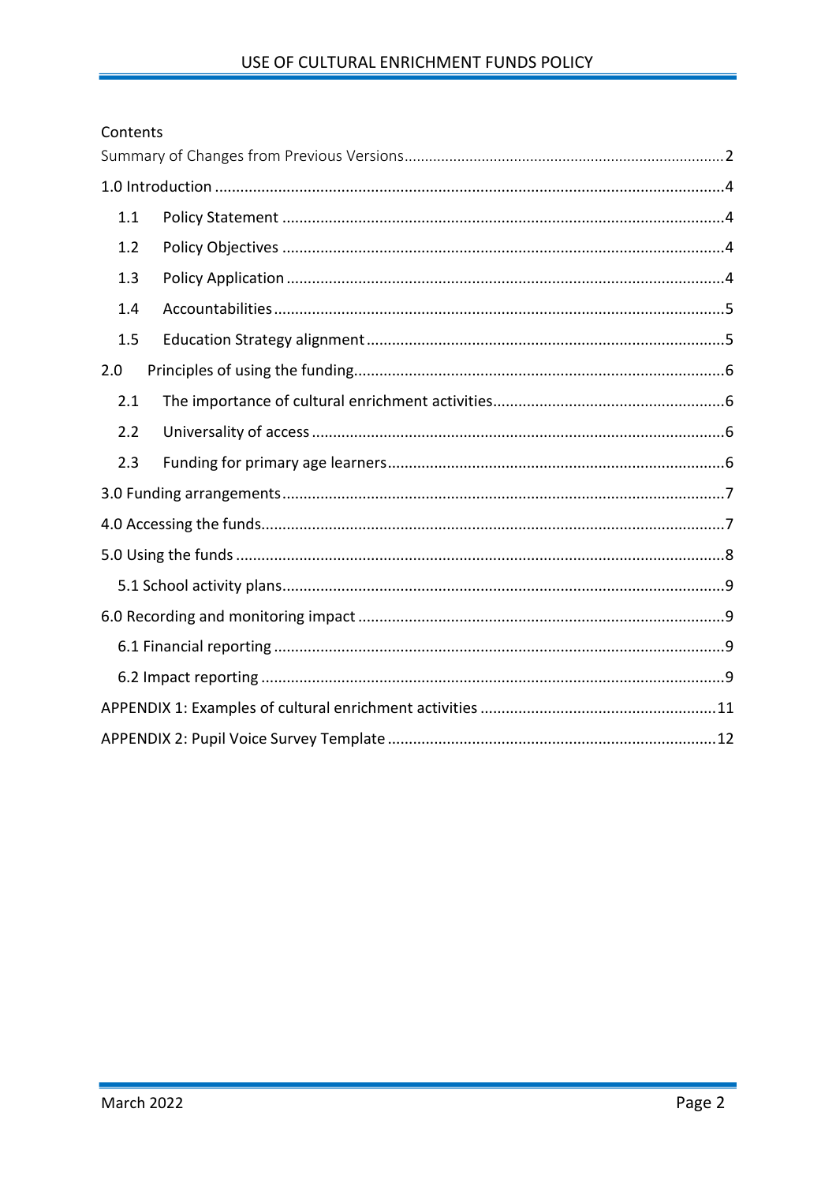Contents

Summary of Changes from Previous Versions ..... 2

1.0 Introduction ..... 4

- 1.1 Policy Statement ..... 4
- 1.2 Policy Objectives ..... 4
- 1.3 Policy Application ..... 4
- 1.4 Accountabilities ..... 5
- 1.5 Education Strategy alignment ..... 5

2.0 Principles of using the funding ..... 6

- 2.1 The importance of cultural enrichment activities ..... 6
- 2.2 Universality of access ..... 6
- 2.3 Funding for primary age learners ..... 6

3.0 Funding arrangements ..... 7

4.0 Accessing the funds ..... 7

5.0 Using the funds ..... 8

- 5.1 School activity plans ..... 9

6.0 Recording and monitoring impact ..... 9

- 6.1 Financial reporting ..... 9
- 6.2 Impact reporting ..... 9

APPENDIX 1: Examples of cultural enrichment activities ..... 11

APPENDIX 2: Pupil Voice Survey Template ..... 12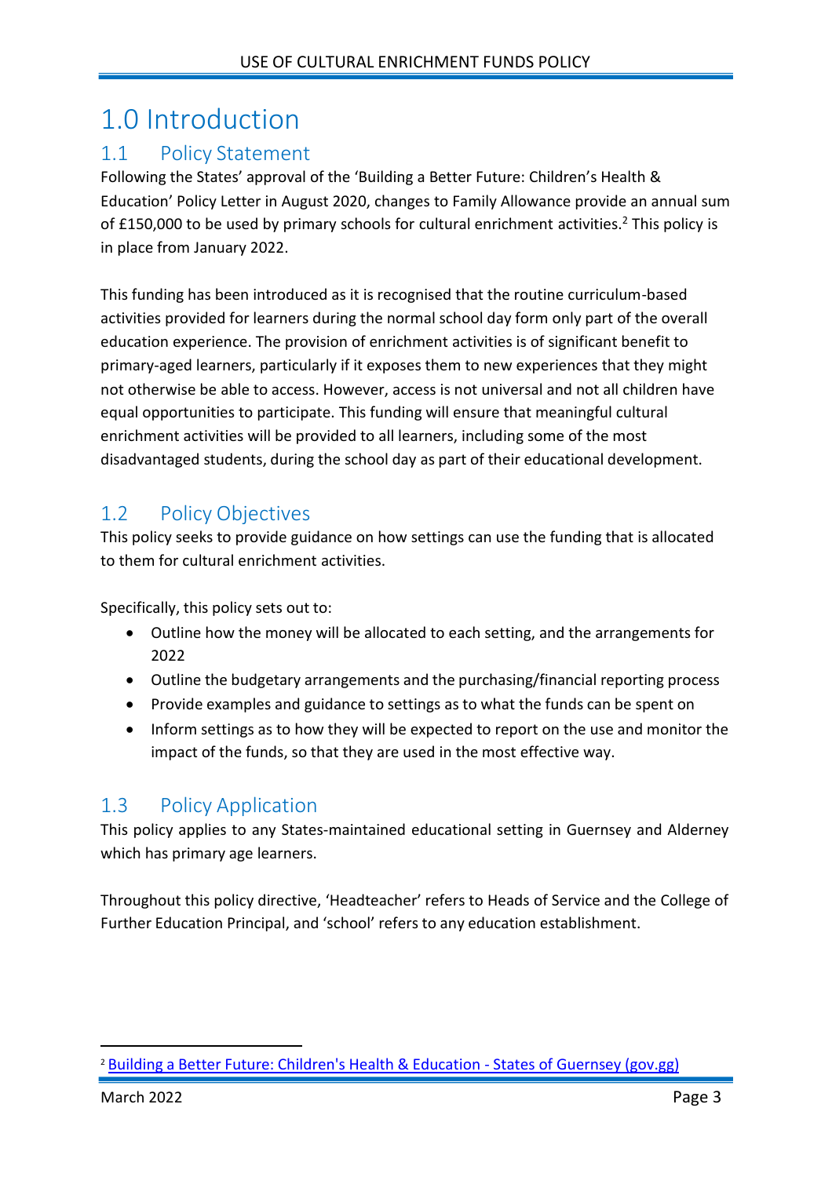# 1.0 Introduction

## 1.1 Policy Statement

Following the States' approval of the 'Building a Better Future: Children's Health & Education' Policy Letter in August 2020, changes to Family Allowance provide an annual sum of £150,000 to be used by primary schools for cultural enrichment activities.[2] This policy is in place from January 2022.

This funding has been introduced as it is recognised that the routine curriculum-based activities provided for learners during the normal school day form only part of the overall education experience. The provision of enrichment activities is of significant benefit to primary-aged learners, particularly if it exposes them to new experiences that they might not otherwise be able to access. However, access is not universal and not all children have equal opportunities to participate. This funding will ensure that meaningful cultural enrichment activities will be provided to all learners, including some of the most disadvantaged students, during the school day as part of their educational development.

## 1.2 Policy Objectives

This policy seeks to provide guidance on how settings can use the funding that is allocated to them for cultural enrichment activities.

Specifically, this policy sets out to:

- Outline how the money will be allocated to each setting, and the arrangements for 2022
- Outline the budgetary arrangements and the purchasing/financial reporting process
- Provide examples and guidance to settings as to what the funds can be spent on
- Inform settings as to how they will be expected to report on the use and monitor the impact of the funds, so that they are used in the most effective way.

## 1.3 Policy Application

This policy applies to any States-maintained educational setting in Guernsey and Alderney which has primary age learners.

Throughout this policy directive, 'Headteacher' refers to Heads of Service and the College of Further Education Principal, and 'school' refers to any education establishment.

---

[2] Building a Better Future: Children's Health & Education - States of Guernsey (gov.gg)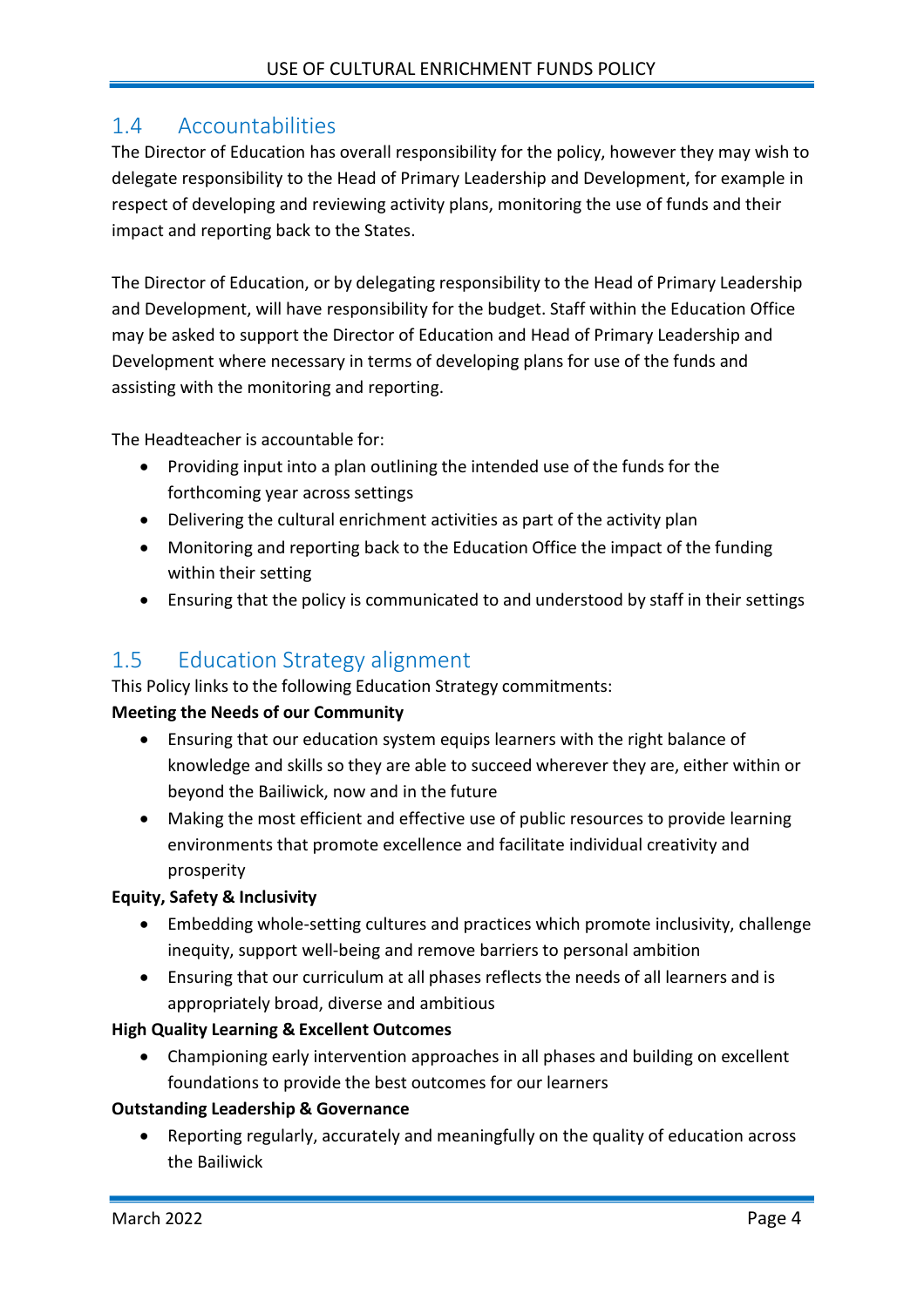## 1.4 Accountabilities

The Director of Education has overall responsibility for the policy, however they may wish to delegate responsibility to the Head of Primary Leadership and Development, for example in respect of developing and reviewing activity plans, monitoring the use of funds and their impact and reporting back to the States.

The Director of Education, or by delegating responsibility to the Head of Primary Leadership and Development, will have responsibility for the budget. Staff within the Education Office may be asked to support the Director of Education and Head of Primary Leadership and Development where necessary in terms of developing plans for use of the funds and assisting with the monitoring and reporting.

The Headteacher is accountable for:

- Providing input into a plan outlining the intended use of the funds for the forthcoming year across settings
- Delivering the cultural enrichment activities as part of the activity plan
- Monitoring and reporting back to the Education Office the impact of the funding within their setting
- Ensuring that the policy is communicated to and understood by staff in their settings

## 1.5 Education Strategy alignment

This Policy links to the following Education Strategy commitments:

**Meeting the Needs of our Community**

- Ensuring that our education system equips learners with the right balance of knowledge and skills so they are able to succeed wherever they are, either within or beyond the Bailiwick, now and in the future
- Making the most efficient and effective use of public resources to provide learning environments that promote excellence and facilitate individual creativity and prosperity

**Equity, Safety & Inclusivity**

- Embedding whole-setting cultures and practices which promote inclusivity, challenge inequity, support well-being and remove barriers to personal ambition
- Ensuring that our curriculum at all phases reflects the needs of all learners and is appropriately broad, diverse and ambitious

**High Quality Learning & Excellent Outcomes**

- Championing early intervention approaches in all phases and building on excellent foundations to provide the best outcomes for our learners

**Outstanding Leadership & Governance**

- Reporting regularly, accurately and meaningfully on the quality of education across the Bailiwick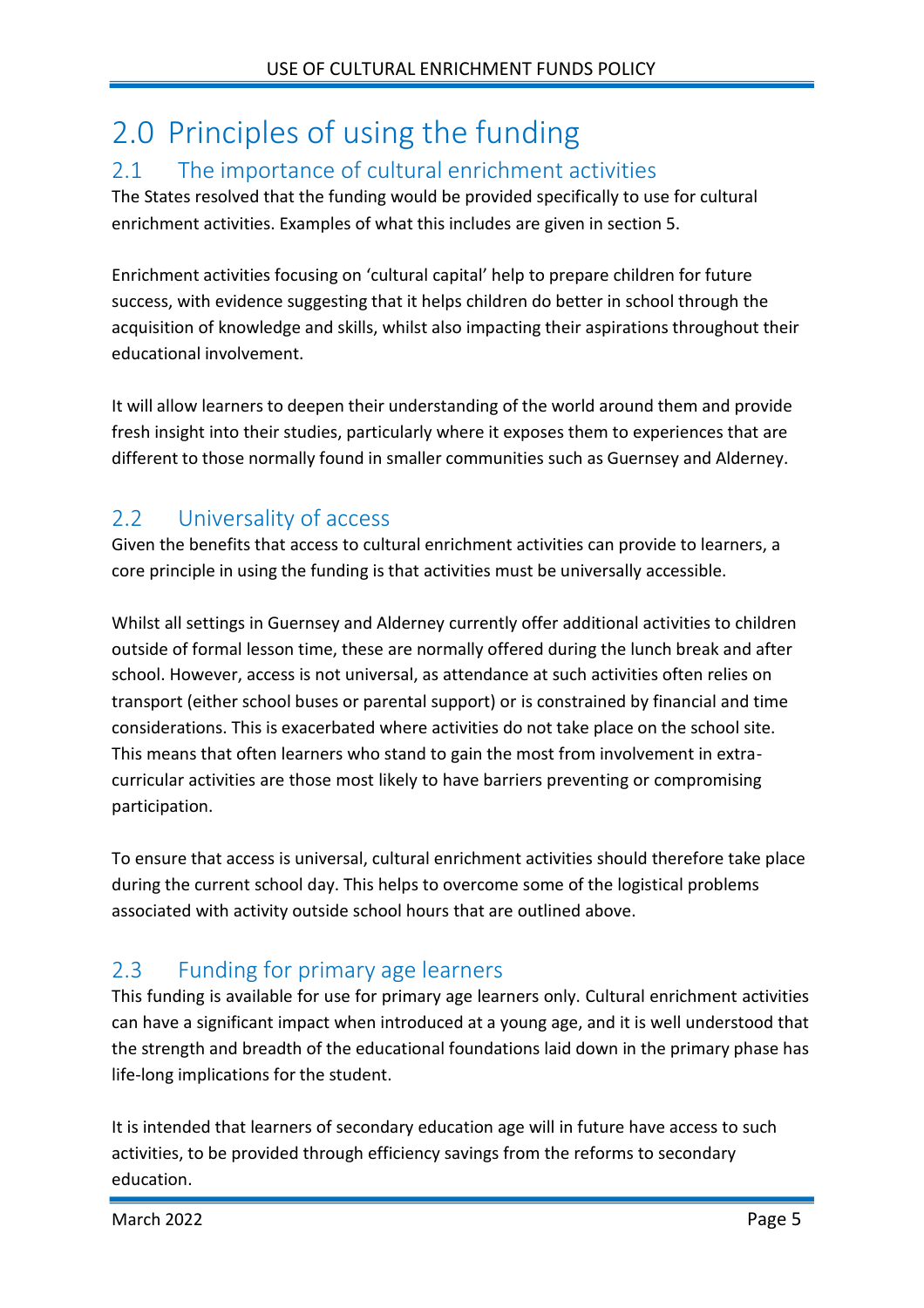# 2.0 Principles of using the funding

## 2.1 The importance of cultural enrichment activities

The States resolved that the funding would be provided specifically to use for cultural enrichment activities. Examples of what this includes are given in section 5.

Enrichment activities focusing on 'cultural capital' help to prepare children for future success, with evidence suggesting that it helps children do better in school through the acquisition of knowledge and skills, whilst also impacting their aspirations throughout their educational involvement.

It will allow learners to deepen their understanding of the world around them and provide fresh insight into their studies, particularly where it exposes them to experiences that are different to those normally found in smaller communities such as Guernsey and Alderney.

## 2.2 Universality of access

Given the benefits that access to cultural enrichment activities can provide to learners, a core principle in using the funding is that activities must be universally accessible.

Whilst all settings in Guernsey and Alderney currently offer additional activities to children outside of formal lesson time, these are normally offered during the lunch break and after school. However, access is not universal, as attendance at such activities often relies on transport (either school buses or parental support) or is constrained by financial and time considerations. This is exacerbated where activities do not take place on the school site. This means that often learners who stand to gain the most from involvement in extra-curricular activities are those most likely to have barriers preventing or compromising participation.

To ensure that access is universal, cultural enrichment activities should therefore take place during the current school day. This helps to overcome some of the logistical problems associated with activity outside school hours that are outlined above.

## 2.3 Funding for primary age learners

This funding is available for use for primary age learners only. Cultural enrichment activities can have a significant impact when introduced at a young age, and it is well understood that the strength and breadth of the educational foundations laid down in the primary phase has life-long implications for the student.

It is intended that learners of secondary education age will in future have access to such activities, to be provided through efficiency savings from the reforms to secondary education.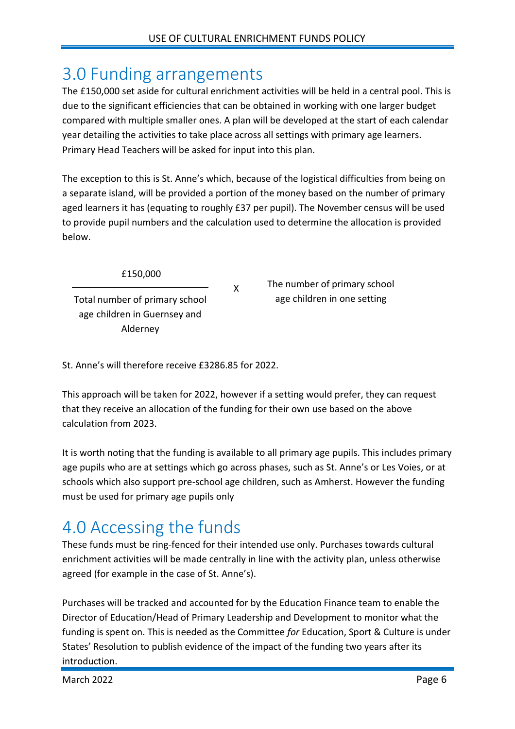# 3.0 Funding arrangements

The £150,000 set aside for cultural enrichment activities will be held in a central pool. This is due to the significant efficiencies that can be obtained in working with one larger budget compared with multiple smaller ones. A plan will be developed at the start of each calendar year detailing the activities to take place across all settings with primary age learners. Primary Head Teachers will be asked for input into this plan.

The exception to this is St. Anne's which, because of the logistical difficulties from being on a separate island, will be provided a portion of the money based on the number of primary aged learners it has (equating to roughly £37 per pupil). The November census will be used to provide pupil numbers and the calculation used to determine the allocation is provided below.

$$\frac{\text{£150,000}}{\text{Total number of primary school age children in Guernsey and Alderney}} \times \text{The number of primary school age children in one setting}$$

St. Anne's will therefore receive £3286.85 for 2022.

This approach will be taken for 2022, however if a setting would prefer, they can request that they receive an allocation of the funding for their own use based on the above calculation from 2023.

It is worth noting that the funding is available to all primary age pupils. This includes primary age pupils who are at settings which go across phases, such as St. Anne's or Les Voies, or at schools which also support pre-school age children, such as Amherst. However the funding must be used for primary age pupils only

# 4.0 Accessing the funds

These funds must be ring-fenced for their intended use only. Purchases towards cultural enrichment activities will be made centrally in line with the activity plan, unless otherwise agreed (for example in the case of St. Anne's).

Purchases will be tracked and accounted for by the Education Finance team to enable the Director of Education/Head of Primary Leadership and Development to monitor what the funding is spent on. This is needed as the Committee *for* Education, Sport & Culture is under States' Resolution to publish evidence of the impact of the funding two years after its introduction.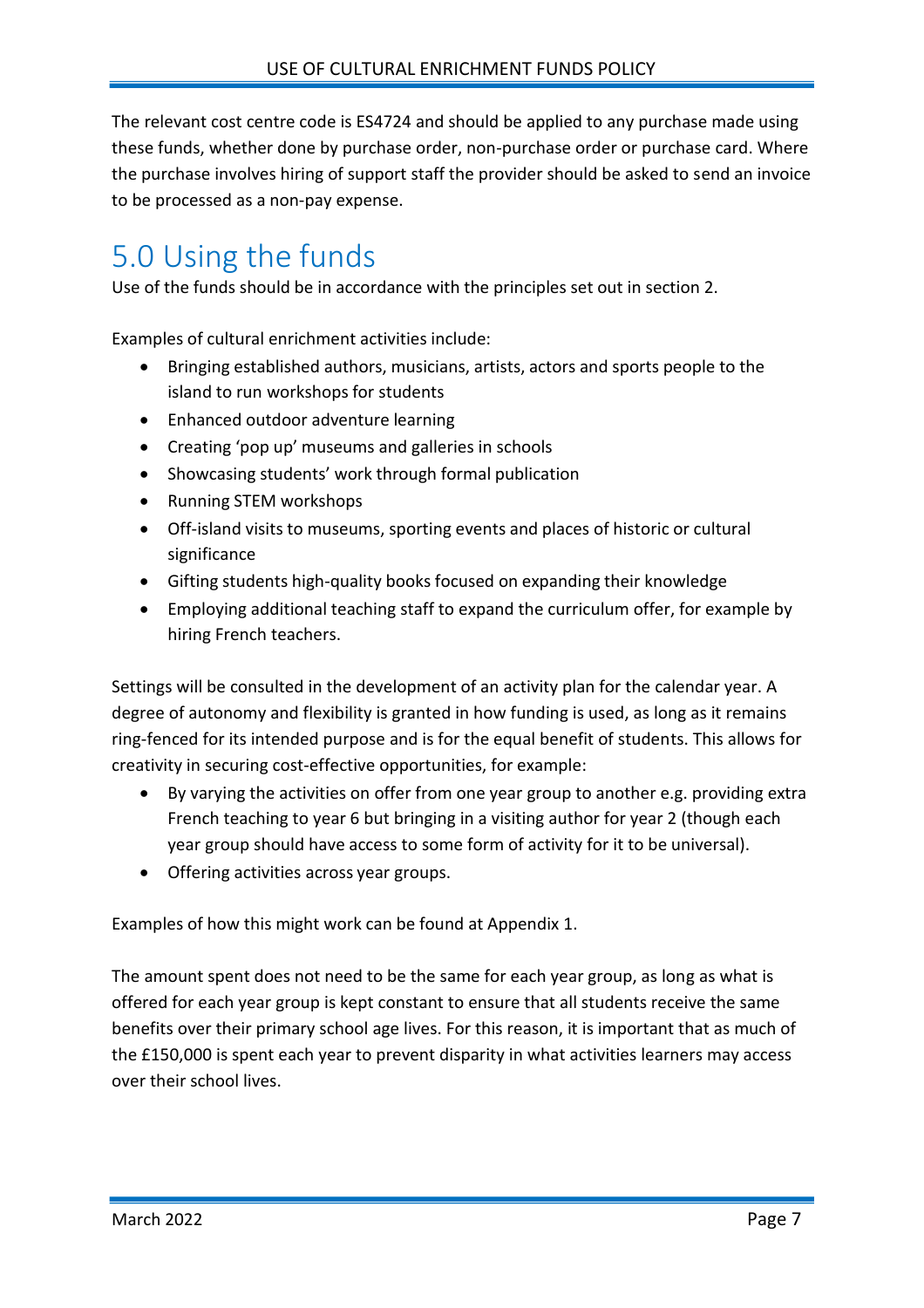The relevant cost centre code is ES4724 and should be applied to any purchase made using these funds, whether done by purchase order, non-purchase order or purchase card. Where the purchase involves hiring of support staff the provider should be asked to send an invoice to be processed as a non-pay expense.

# 5.0 Using the funds

Use of the funds should be in accordance with the principles set out in section 2.

Examples of cultural enrichment activities include:

- Bringing established authors, musicians, artists, actors and sports people to the island to run workshops for students
- Enhanced outdoor adventure learning
- Creating 'pop up' museums and galleries in schools
- Showcasing students' work through formal publication
- Running STEM workshops
- Off-island visits to museums, sporting events and places of historic or cultural significance
- Gifting students high-quality books focused on expanding their knowledge
- Employing additional teaching staff to expand the curriculum offer, for example by hiring French teachers.

Settings will be consulted in the development of an activity plan for the calendar year. A degree of autonomy and flexibility is granted in how funding is used, as long as it remains ring-fenced for its intended purpose and is for the equal benefit of students. This allows for creativity in securing cost-effective opportunities, for example:

- By varying the activities on offer from one year group to another e.g. providing extra French teaching to year 6 but bringing in a visiting author for year 2 (though each year group should have access to some form of activity for it to be universal).
- Offering activities across year groups.

Examples of how this might work can be found at Appendix 1.

The amount spent does not need to be the same for each year group, as long as what is offered for each year group is kept constant to ensure that all students receive the same benefits over their primary school age lives. For this reason, it is important that as much of the £150,000 is spent each year to prevent disparity in what activities learners may access over their school lives.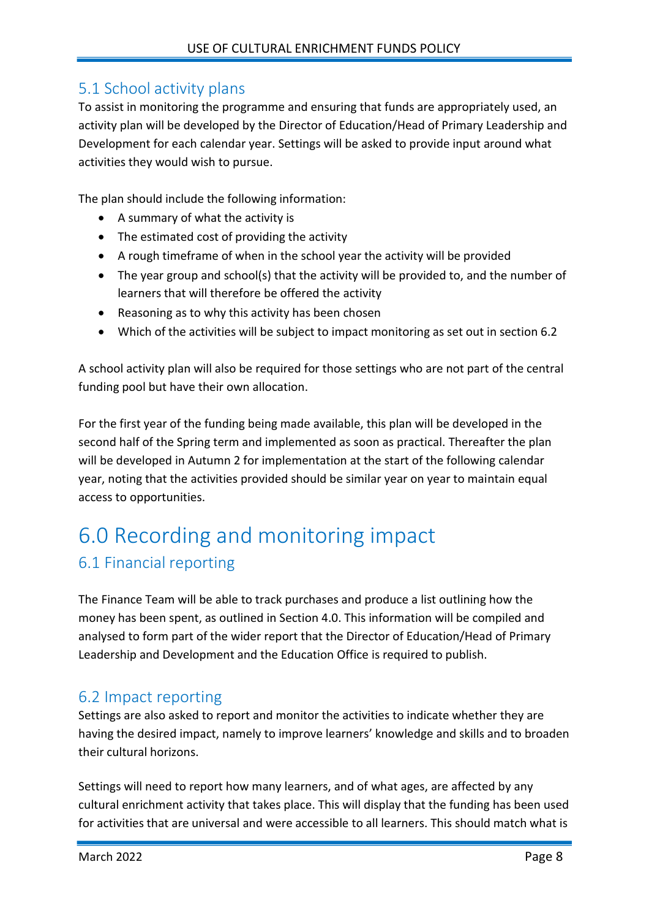## 5.1 School activity plans

To assist in monitoring the programme and ensuring that funds are appropriately used, an activity plan will be developed by the Director of Education/Head of Primary Leadership and Development for each calendar year. Settings will be asked to provide input around what activities they would wish to pursue.

The plan should include the following information:

- A summary of what the activity is
- The estimated cost of providing the activity
- A rough timeframe of when in the school year the activity will be provided
- The year group and school(s) that the activity will be provided to, and the number of learners that will therefore be offered the activity
- Reasoning as to why this activity has been chosen
- Which of the activities will be subject to impact monitoring as set out in section 6.2

A school activity plan will also be required for those settings who are not part of the central funding pool but have their own allocation.

For the first year of the funding being made available, this plan will be developed in the second half of the Spring term and implemented as soon as practical. Thereafter the plan will be developed in Autumn 2 for implementation at the start of the following calendar year, noting that the activities provided should be similar year on year to maintain equal access to opportunities.

# 6.0 Recording and monitoring impact

## 6.1 Financial reporting

The Finance Team will be able to track purchases and produce a list outlining how the money has been spent, as outlined in Section 4.0. This information will be compiled and analysed to form part of the wider report that the Director of Education/Head of Primary Leadership and Development and the Education Office is required to publish.

## 6.2 Impact reporting

Settings are also asked to report and monitor the activities to indicate whether they are having the desired impact, namely to improve learners' knowledge and skills and to broaden their cultural horizons.

Settings will need to report how many learners, and of what ages, are affected by any cultural enrichment activity that takes place. This will display that the funding has been used for activities that are universal and were accessible to all learners. This should match what is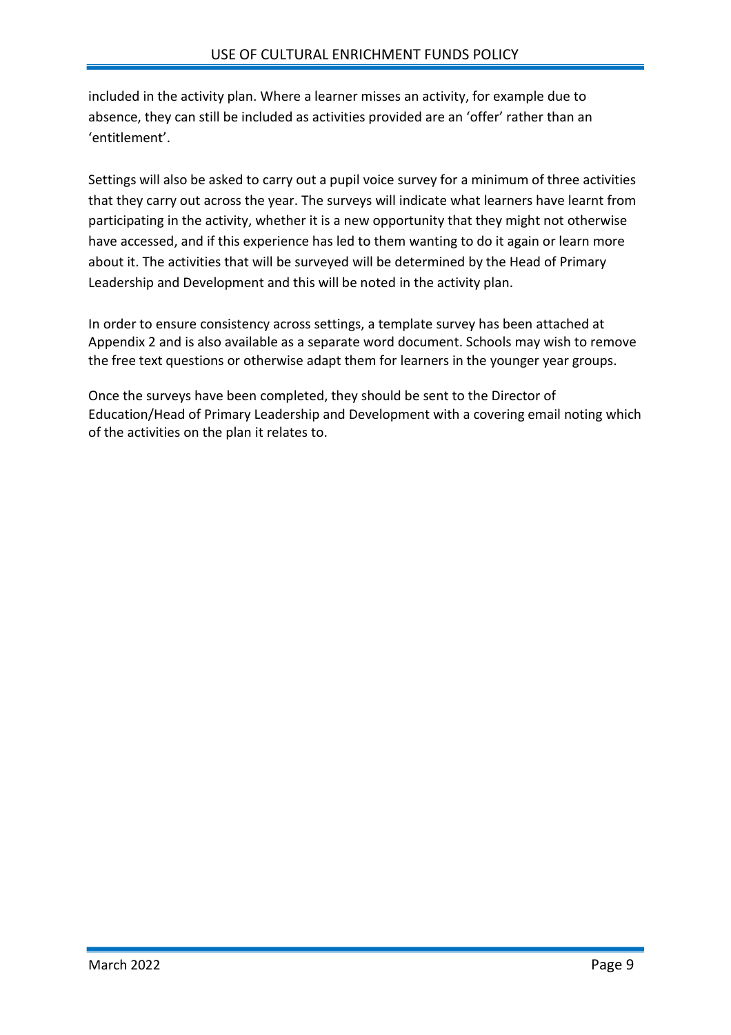included in the activity plan. Where a learner misses an activity, for example due to absence, they can still be included as activities provided are an 'offer' rather than an 'entitlement'.

Settings will also be asked to carry out a pupil voice survey for a minimum of three activities that they carry out across the year. The surveys will indicate what learners have learnt from participating in the activity, whether it is a new opportunity that they might not otherwise have accessed, and if this experience has led to them wanting to do it again or learn more about it. The activities that will be surveyed will be determined by the Head of Primary Leadership and Development and this will be noted in the activity plan.

In order to ensure consistency across settings, a template survey has been attached at Appendix 2 and is also available as a separate word document. Schools may wish to remove the free text questions or otherwise adapt them for learners in the younger year groups.

Once the surveys have been completed, they should be sent to the Director of Education/Head of Primary Leadership and Development with a covering email noting which of the activities on the plan it relates to.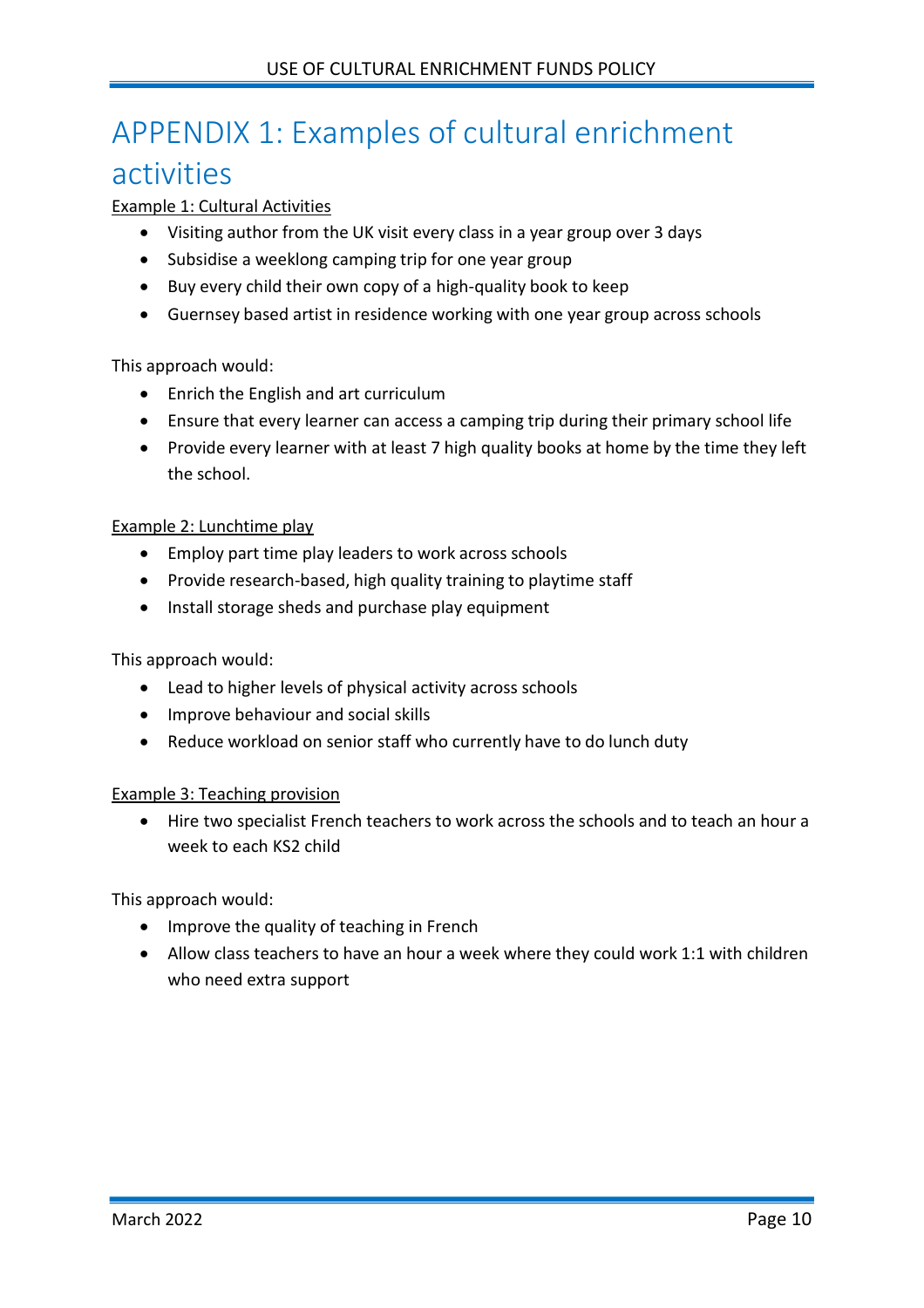# APPENDIX 1: Examples of cultural enrichment activities

Example 1: Cultural Activities

- Visiting author from the UK visit every class in a year group over 3 days
- Subsidise a weeklong camping trip for one year group
- Buy every child their own copy of a high-quality book to keep
- Guernsey based artist in residence working with one year group across schools

This approach would:

- Enrich the English and art curriculum
- Ensure that every learner can access a camping trip during their primary school life
- Provide every learner with at least 7 high quality books at home by the time they left the school.

Example 2: Lunchtime play

- Employ part time play leaders to work across schools
- Provide research-based, high quality training to playtime staff
- Install storage sheds and purchase play equipment

This approach would:

- Lead to higher levels of physical activity across schools
- Improve behaviour and social skills
- Reduce workload on senior staff who currently have to do lunch duty

Example 3: Teaching provision

- Hire two specialist French teachers to work across the schools and to teach an hour a week to each KS2 child

This approach would:

- Improve the quality of teaching in French
- Allow class teachers to have an hour a week where they could work 1:1 with children who need extra support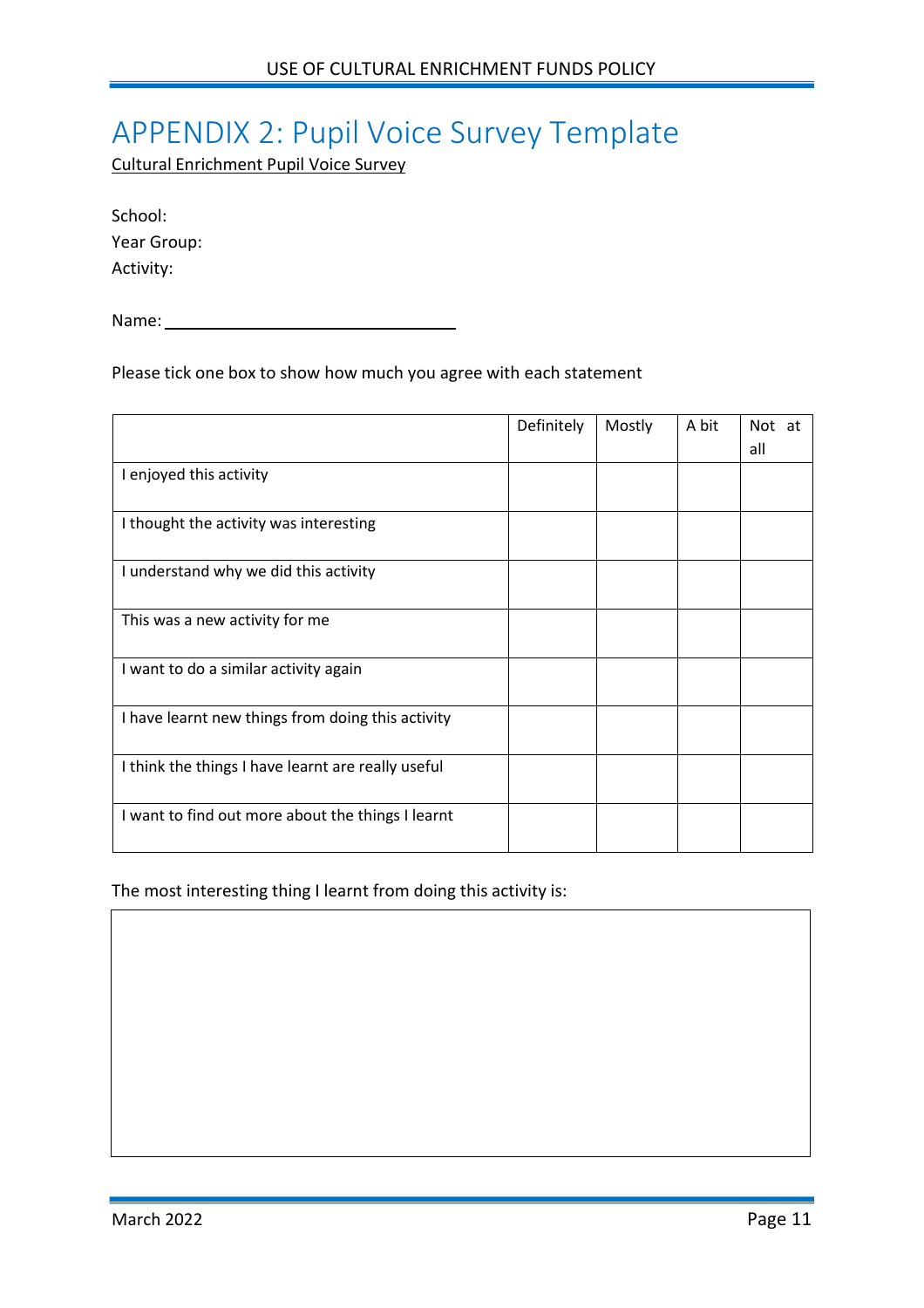# APPENDIX 2: Pupil Voice Survey Template

Cultural Enrichment Pupil Voice Survey

School:

Year Group:

Activity:

Name: ______________________________

Please tick one box to show how much you agree with each statement

| | Definitely | Mostly | A bit | Not at all |
|---|---|---|---|---|
| I enjoyed this activity | | | | |
| I thought the activity was interesting | | | | |
| I understand why we did this activity | | | | |
| This was a new activity for me | | | | |
| I want to do a similar activity again | | | | |
| I have learnt new things from doing this activity | | | | |
| I think the things I have learnt are really useful | | | | |
| I want to find out more about the things I learnt | | | | |

The most interesting thing I learnt from doing this activity is:

| |
|---|
| |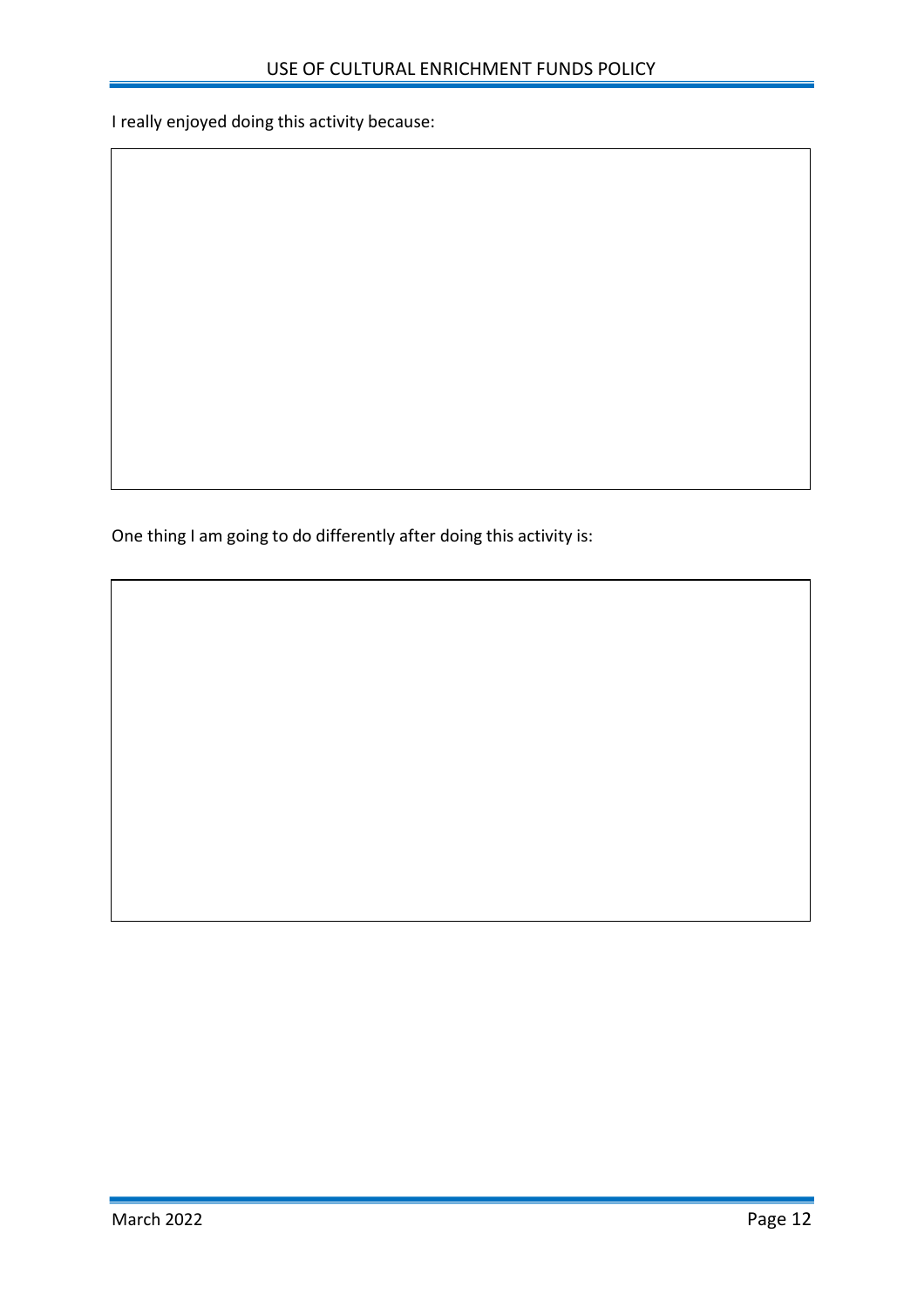I really enjoyed doing this activity because:

| |
|---|
| |

One thing I am going to do differently after doing this activity is:

| |
|---|
| |